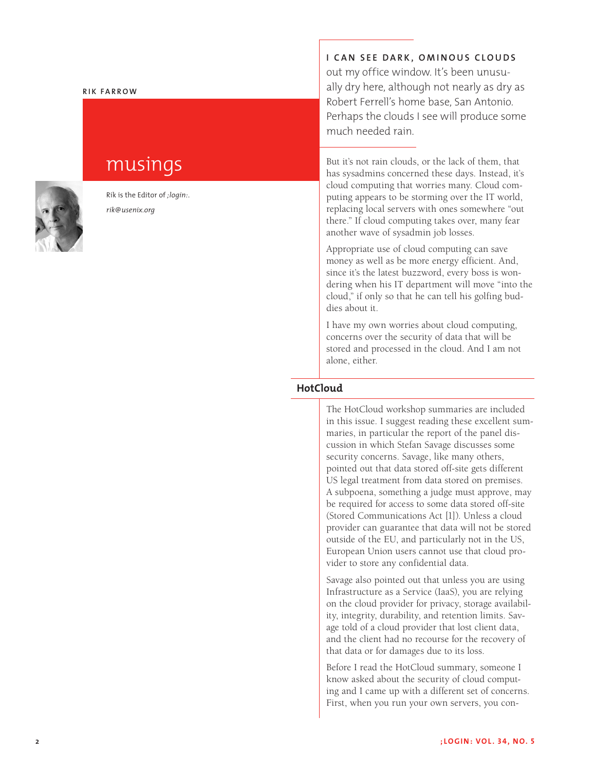**RIK FARROW**

# musings

Rik is the Editor of *;login:*.

*rik@usenix.org*

**I CAN SEE DARK, OMINOUS CLOUDS** out my office window. It's been unusually dry here, although not nearly as dry as Robert Ferrell's home base, San Antonio. Perhaps the clouds I see will produce some much needed rain.

But it's not rain clouds, or the lack of them, that has sysadmins concerned these days. Instead, it's cloud computing that worries many. Cloud computing appears to be storming over the IT world, replacing local servers with ones somewhere "out there." If cloud computing takes over, many fear another wave of sysadmin job losses.

Appropriate use of cloud computing can save money as well as be more energy efficient. And, since it's the latest buzzword, every boss is wondering when his IT department will move "into the cloud," if only so that he can tell his golfing buddies about it.

I have my own worries about cloud computing, concerns over the security of data that will be stored and processed in the cloud. And I am not alone, either.

## HotCloud

The HotCloud workshop summaries are included in this issue. I suggest reading these excellent summaries, in particular the report of the panel discussion in which Stefan Savage discusses some security concerns. Savage, like many others, pointed out that data stored off-site gets different US legal treatment from data stored on premises. A subpoena, something a judge must approve, may be required for access to some data stored off-site (Stored Communications Act [1]). Unless a cloud provider can guarantee that data will not be stored outside of the EU, and particularly not in the US, European Union users cannot use that cloud provider to store any confidential data.

Savage also pointed out that unless you are using Infrastructure as a Service (IaaS), you are relying on the cloud provider for privacy, storage availability, integrity, durability, and retention limits. Savage told of a cloud provider that lost client data, and the client had no recourse for the recovery of that data or for damages due to its loss.

Before I read the HotCloud summary, someone I know asked about the security of cloud computing and I came up with a different set of concerns. First, when you run your own servers, you con-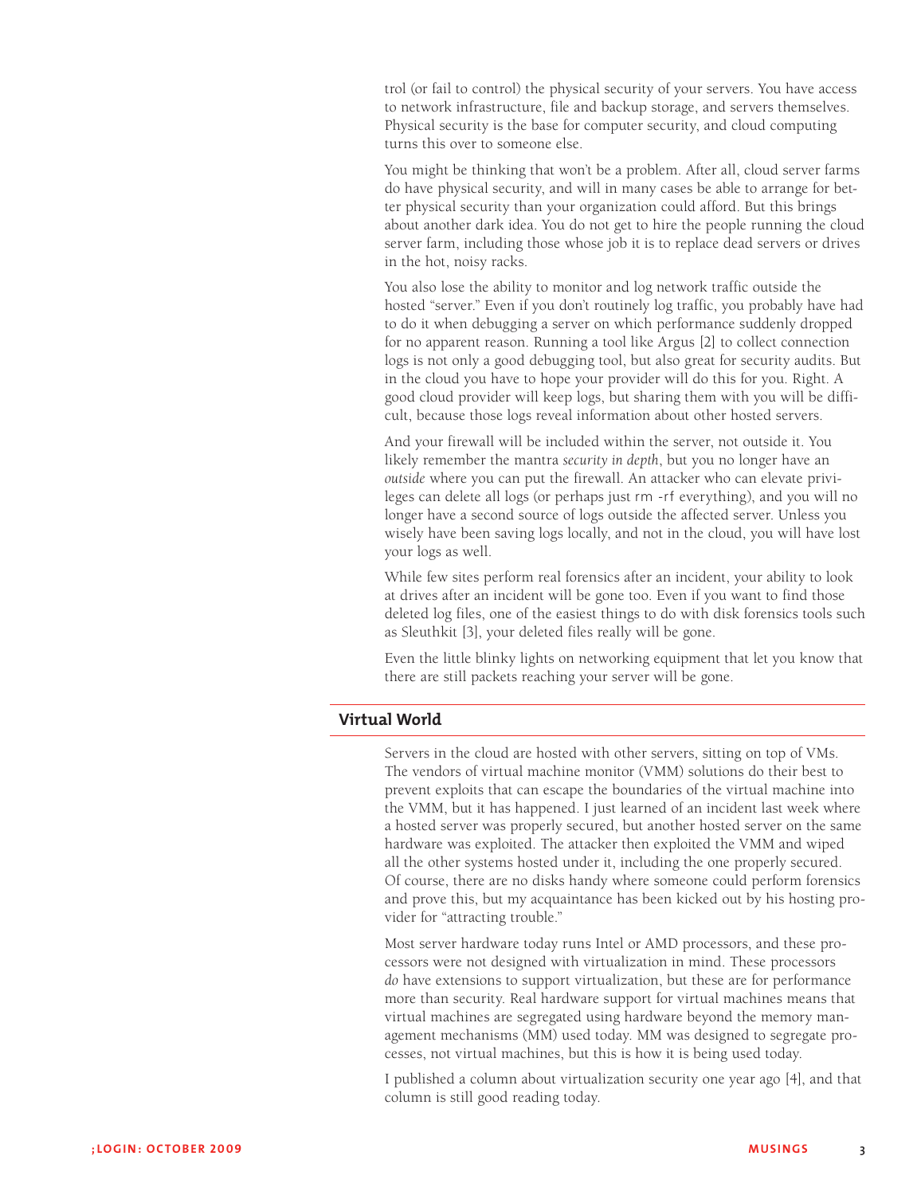trol (or fail to control) the physical security of your servers. You have access to network infrastructure, file and backup storage, and servers themselves. Physical security is the base for computer security, and cloud computing turns this over to someone else.

You might be thinking that won't be a problem. After all, cloud server farms do have physical security, and will in many cases be able to arrange for better physical security than your organization could afford. But this brings about another dark idea. You do not get to hire the people running the cloud server farm, including those whose job it is to replace dead servers or drives in the hot, noisy racks.

You also lose the ability to monitor and log network traffic outside the hosted "server." Even if you don't routinely log traffic, you probably have had to do it when debugging a server on which performance suddenly dropped for no apparent reason. Running a tool like Argus [2] to collect connection logs is not only a good debugging tool, but also great for security audits. But in the cloud you have to hope your provider will do this for you. Right. A good cloud provider will keep logs, but sharing them with you will be difficult, because those logs reveal information about other hosted servers.

And your firewall will be included within the server, not outside it. You likely remember the mantra *security in depth*, but you no longer have an *outside* where you can put the firewall. An attacker who can elevate privileges can delete all logs (or perhaps just `rm -rf` everything), and you will no longer have a second source of logs outside the affected server. Unless you wisely have been saving logs locally, and not in the cloud, you will have lost your logs as well.

While few sites perform real forensics after an incident, your ability to look at drives after an incident will be gone too. Even if you want to find those deleted log files, one of the easiest things to do with disk forensics tools such as Sleuthkit [3], your deleted files really will be gone.

Even the little blinky lights on networking equipment that let you know that there are still packets reaching your server will be gone.

## Virtual World

Servers in the cloud are hosted with other servers, sitting on top of VMs. The vendors of virtual machine monitor (VMM) solutions do their best to prevent exploits that can escape the boundaries of the virtual machine into the VMM, but it has happened. I just learned of an incident last week where a hosted server was properly secured, but another hosted server on the same hardware was exploited. The attacker then exploited the VMM and wiped all the other systems hosted under it, including the one properly secured. Of course, there are no disks handy where someone could perform forensics and prove this, but my acquaintance has been kicked out by his hosting provider for "attracting trouble."

Most server hardware today runs Intel or AMD processors, and these processors were not designed with virtualization in mind. These processors *do* have extensions to support virtualization, but these are for performance more than security. Real hardware support for virtual machines means that virtual machines are segregated using hardware beyond the memory management mechanisms (MM) used today. MM was designed to segregate processes, not virtual machines, but this is how it is being used today.

I published a column about virtualization security one year ago [4], and that column is still good reading today.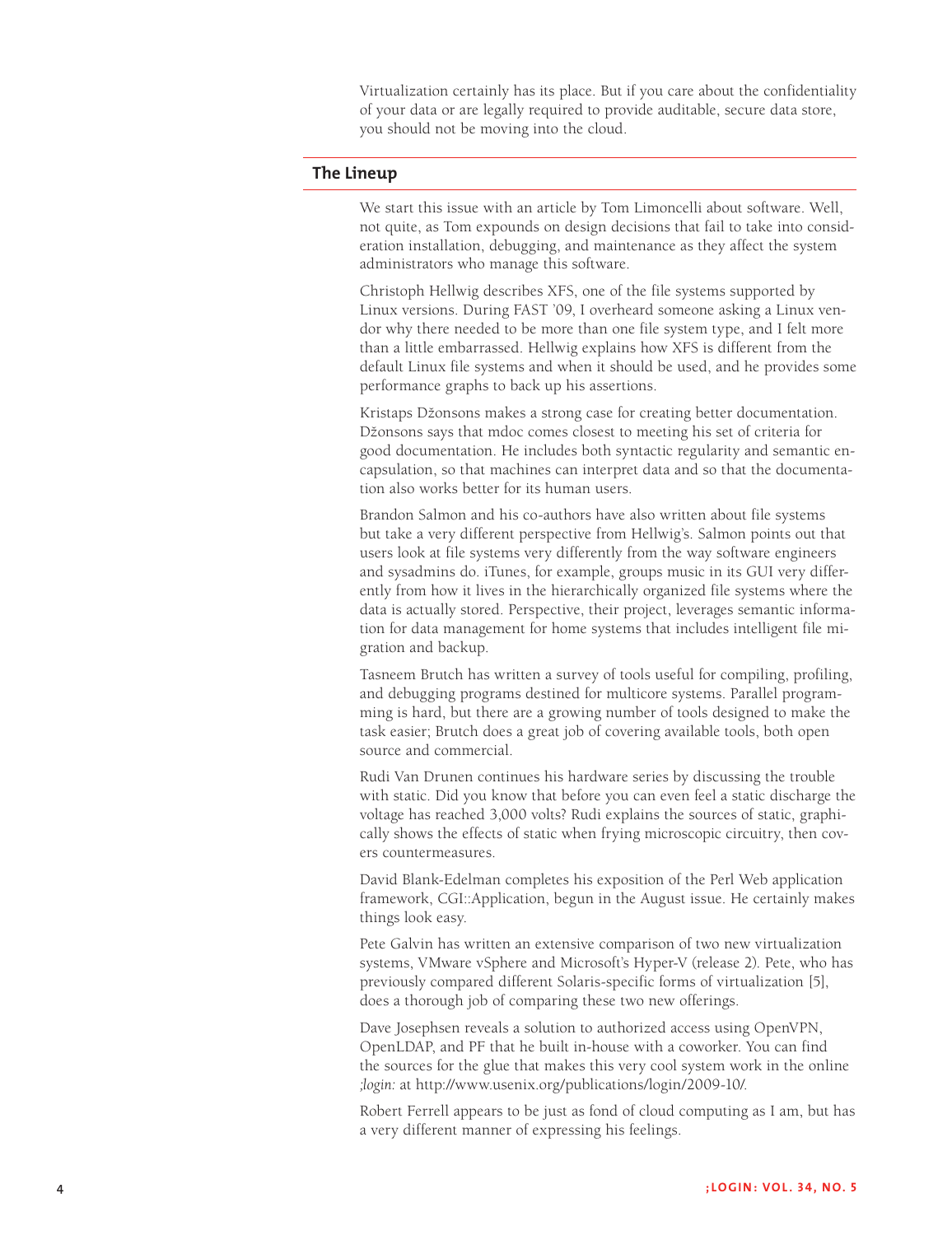Virtualization certainly has its place. But if you care about the confidentiality of your data or are legally required to provide auditable, secure data store, you should not be moving into the cloud.

## The Lineup

We start this issue with an article by Tom Limoncelli about software. Well, not quite, as Tom expounds on design decisions that fail to take into consideration installation, debugging, and maintenance as they affect the system administrators who manage this software.

Christoph Hellwig describes XFS, one of the file systems supported by Linux versions. During FAST '09, I overheard someone asking a Linux vendor why there needed to be more than one file system type, and I felt more than a little embarrassed. Hellwig explains how XFS is different from the default Linux file systems and when it should be used, and he provides some performance graphs to back up his assertions.

Kristaps Džonsons makes a strong case for creating better documentation. Džonsons says that mdoc comes closest to meeting his set of criteria for good documentation. He includes both syntactic regularity and semantic encapsulation, so that machines can interpret data and so that the documentation also works better for its human users.

Brandon Salmon and his co-authors have also written about file systems but take a very different perspective from Hellwig's. Salmon points out that users look at file systems very differently from the way software engineers and sysadmins do. iTunes, for example, groups music in its GUI very differently from how it lives in the hierarchically organized file systems where the data is actually stored. Perspective, their project, leverages semantic information for data management for home systems that includes intelligent file migration and backup.

Tasneem Brutch has written a survey of tools useful for compiling, profiling, and debugging programs destined for multicore systems. Parallel programming is hard, but there are a growing number of tools designed to make the task easier; Brutch does a great job of covering available tools, both open source and commercial.

Rudi Van Drunen continues his hardware series by discussing the trouble with static. Did you know that before you can even feel a static discharge the voltage has reached 3,000 volts? Rudi explains the sources of static, graphically shows the effects of static when frying microscopic circuitry, then covers countermeasures.

David Blank-Edelman completes his exposition of the Perl Web application framework, CGI::Application, begun in the August issue. He certainly makes things look easy.

Pete Galvin has written an extensive comparison of two new virtualization systems, VMware vSphere and Microsoft's Hyper-V (release 2). Pete, who has previously compared different Solaris-specific forms of virtualization [5], does a thorough job of comparing these two new offerings.

Dave Josephsen reveals a solution to authorized access using OpenVPN, OpenLDAP, and PF that he built in-house with a coworker. You can find the sources for the glue that makes this very cool system work in the online *;login:* at http://www.usenix.org/publications/login/2009-10/.

Robert Ferrell appears to be just as fond of cloud computing as I am, but has a very different manner of expressing his feelings.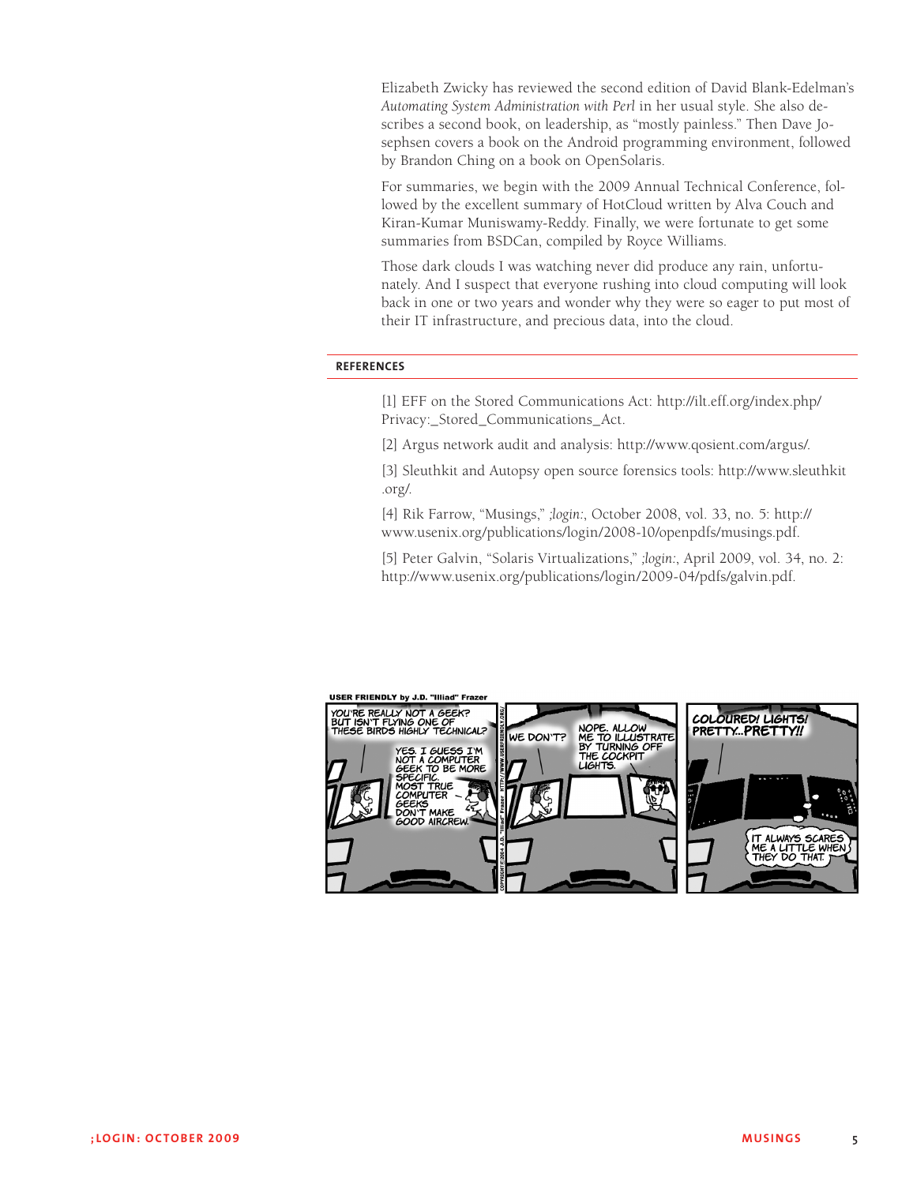Elizabeth Zwicky has reviewed the second edition of David Blank-Edelman's *Automating System Administration with Perl* in her usual style. She also describes a second book, on leadership, as "mostly painless." Then Dave Josephsen covers a book on the Android programming environment, followed by Brandon Ching on a book on OpenSolaris.

For summaries, we begin with the 2009 Annual Technical Conference, followed by the excellent summary of HotCloud written by Alva Couch and Kiran-Kumar Muniswamy-Reddy. Finally, we were fortunate to get some summaries from BSDCan, compiled by Royce Williams.

Those dark clouds I was watching never did produce any rain, unfortunately. And I suspect that everyone rushing into cloud computing will look back in one or two years and wonder why they were so eager to put most of their IT infrastructure, and precious data, into the cloud.

## REFERENCES

[1] EFF on the Stored Communications Act: http://ilt.eff.org/index.php/Privacy:_Stored_Communications_Act.

[2] Argus network audit and analysis: http://www.qosient.com/argus/.

[3] Sleuthkit and Autopsy open source forensics tools: http://www.sleuthkit.org/.

[4] Rik Farrow, "Musings," *;login:*, October 2008, vol. 33, no. 5: http://www.usenix.org/publications/login/2008-10/openpdfs/musings.pdf.

[5] Peter Galvin, "Solaris Virtualizations," *;login:*, April 2009, vol. 34, no. 2: http://www.usenix.org/publications/login/2009-04/pdfs/galvin.pdf.